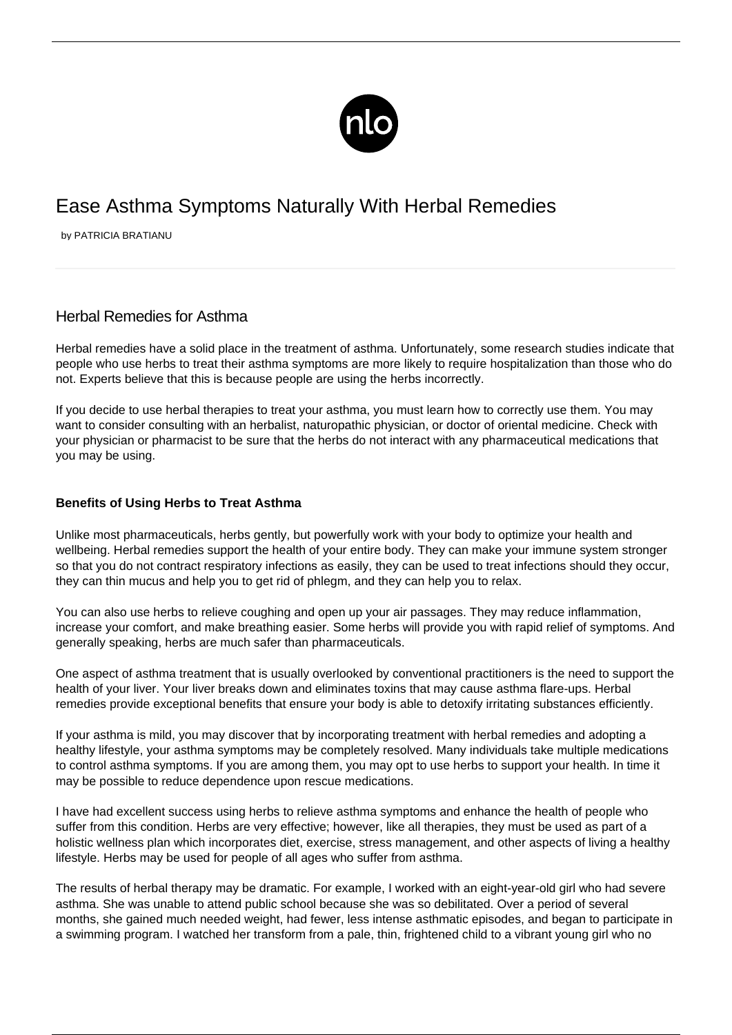# Ease Asthma Symptoms Naturally With Herbal Remedies

by PATRICIA BRATIANU

## Herbal Remedies for Asthma

Herbal remedies have a solid place in the treatment of asthma. Unfortunately, some research studies indicate that people who use herbs to treat their asthma symptoms are more likely to require hospitalization than those who do not. Experts believe that this is because people are using the herbs incorrectly.

If you decide to use herbal therapies to treat your asthma, you must learn how to correctly use them. You may want to consider consulting with an herbalist, naturopathic physician, or doctor of oriental medicine. Check with your physician or pharmacist to be sure that the herbs do not interact with any pharmaceutical medications that you may be using.

### Benefits of Using Herbs to Treat Asthma

Unlike most pharmaceuticals, herbs gently, but powerfully work with your body to optimize your health and wellbeing. Herbal remedies support the health of your entire body. They can make your immune system stronger so that you do not contract respiratory infections as easily, they can be used to treat infections should they occur, they can thin mucus and help you to get rid of phlegm, and they can help you to relax.

You can also use herbs to relieve coughing and open up your air passages. They may reduce inflammation, increase your comfort, and make breathing easier. Some herbs will provide you with rapid relief of symptoms. And generally speaking, herbs are much safer than pharmaceuticals.

One aspect of asthma treatment that is usually overlooked by conventional practitioners is the need to support the health of your liver. Your liver breaks down and eliminates toxins that may cause asthma flare-ups. Herbal remedies provide exceptional benefits that ensure your body is able to detoxify irritating substances efficiently.

If your asthma is mild, you may discover that by incorporating treatment with herbal remedies and adopting a healthy lifestyle, your asthma symptoms may be completely resolved. Many individuals take multiple medications to control asthma symptoms. If you are among them, you may opt to use herbs to support your health. In time it may be possible to reduce dependence upon rescue medications.

I have had excellent success using herbs to relieve asthma symptoms and enhance the health of people who suffer from this condition. Herbs are very effective; however, like all therapies, they must be used as part of a holistic wellness plan which incorporates diet, exercise, stress management, and other aspects of living a healthy lifestyle. Herbs may be used for people of all ages who suffer from asthma.

The results of herbal therapy may be dramatic. For example, I worked with an eight-year-old girl who had severe asthma. She was unable to attend public school because she was so debilitated. Over a period of several months, she gained much needed weight, had fewer, less intense asthmatic episodes, and began to participate in a swimming program. I watched her transform from a pale, thin, frightened child to a vibrant young girl who no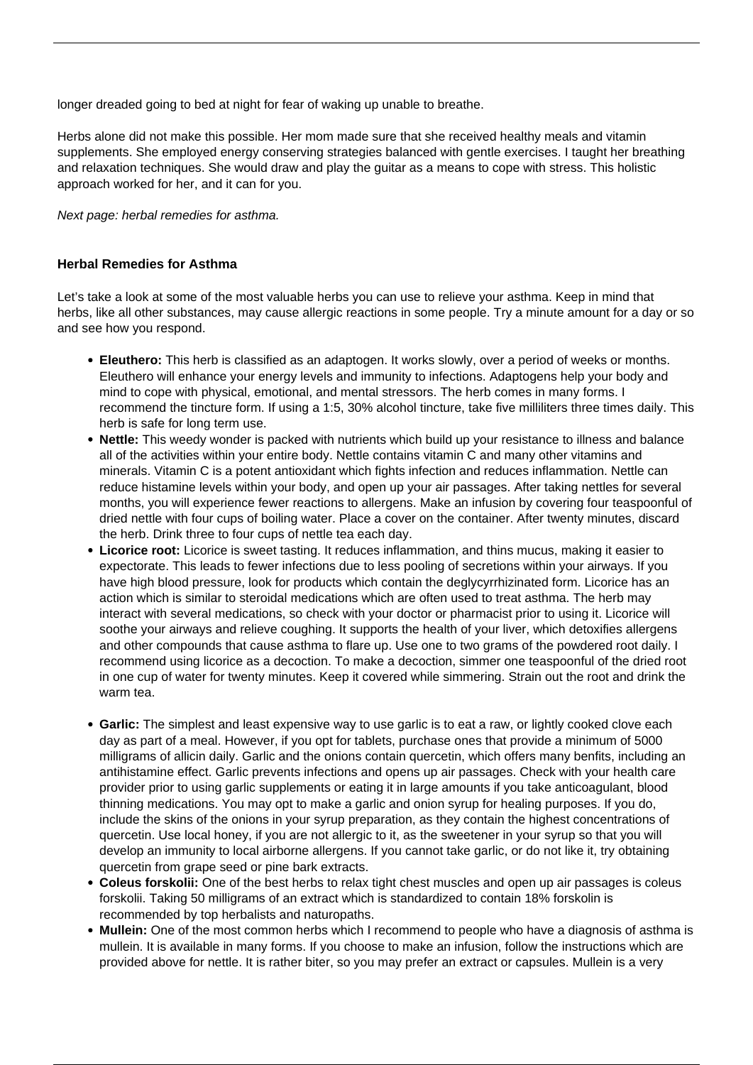longer dreaded going to bed at night for fear of waking up unable to breathe.

Herbs alone did not make this possible. Her mom made sure that she received healthy meals and vitamin supplements. She employed energy conserving strategies balanced with gentle exercises. I taught her breathing and relaxation techniques. She would draw and play the guitar as a means to cope with stress. This holistic approach worked for her, and it can for you.

*Next page: herbal remedies for asthma.*

### Herbal Remedies for Asthma

Let's take a look at some of the most valuable herbs you can use to relieve your asthma. Keep in mind that herbs, like all other substances, may cause allergic reactions in some people. Try a minute amount for a day or so and see how you respond.

- **Eleuthero:** This herb is classified as an adaptogen. It works slowly, over a period of weeks or months. Eleuthero will enhance your energy levels and immunity to infections. Adaptogens help your body and mind to cope with physical, emotional, and mental stressors. The herb comes in many forms. I recommend the tincture form. If using a 1:5, 30% alcohol tincture, take five milliliters three times daily. This herb is safe for long term use.
- **Nettle:** This weedy wonder is packed with nutrients which build up your resistance to illness and balance all of the activities within your entire body. Nettle contains vitamin C and many other vitamins and minerals. Vitamin C is a potent antioxidant which fights infection and reduces inflammation. Nettle can reduce histamine levels within your body, and open up your air passages. After taking nettles for several months, you will experience fewer reactions to allergens. Make an infusion by covering four teaspoonful of dried nettle with four cups of boiling water. Place a cover on the container. After twenty minutes, discard the herb. Drink three to four cups of nettle tea each day.
- **Licorice root:** Licorice is sweet tasting. It reduces inflammation, and thins mucus, making it easier to expectorate. This leads to fewer infections due to less pooling of secretions within your airways. If you have high blood pressure, look for products which contain the deglycyrrhizinated form. Licorice has an action which is similar to steroidal medications which are often used to treat asthma. The herb may interact with several medications, so check with your doctor or pharmacist prior to using it. Licorice will soothe your airways and relieve coughing. It supports the health of your liver, which detoxifies allergens and other compounds that cause asthma to flare up. Use one to two grams of the powdered root daily. I recommend using licorice as a decoction. To make a decoction, simmer one teaspoonful of the dried root in one cup of water for twenty minutes. Keep it covered while simmering. Strain out the root and drink the warm tea.
- **Garlic:** The simplest and least expensive way to use garlic is to eat a raw, or lightly cooked clove each day as part of a meal. However, if you opt for tablets, purchase ones that provide a minimum of 5000 milligrams of allicin daily. Garlic and the onions contain quercetin, which offers many benfits, including an antihistamine effect. Garlic prevents infections and opens up air passages. Check with your health care provider prior to using garlic supplements or eating it in large amounts if you take anticoagulant, blood thinning medications. You may opt to make a garlic and onion syrup for healing purposes. If you do, include the skins of the onions in your syrup preparation, as they contain the highest concentrations of quercetin. Use local honey, if you are not allergic to it, as the sweetener in your syrup so that you will develop an immunity to local airborne allergens. If you cannot take garlic, or do not like it, try obtaining quercetin from grape seed or pine bark extracts.
- **Coleus forskolii:** One of the best herbs to relax tight chest muscles and open up air passages is coleus forskolii. Taking 50 milligrams of an extract which is standardized to contain 18% forskolin is recommended by top herbalists and naturopaths.
- **Mullein:** One of the most common herbs which I recommend to people who have a diagnosis of asthma is mullein. It is available in many forms. If you choose to make an infusion, follow the instructions which are provided above for nettle. It is rather biter, so you may prefer an extract or capsules. Mullein is a very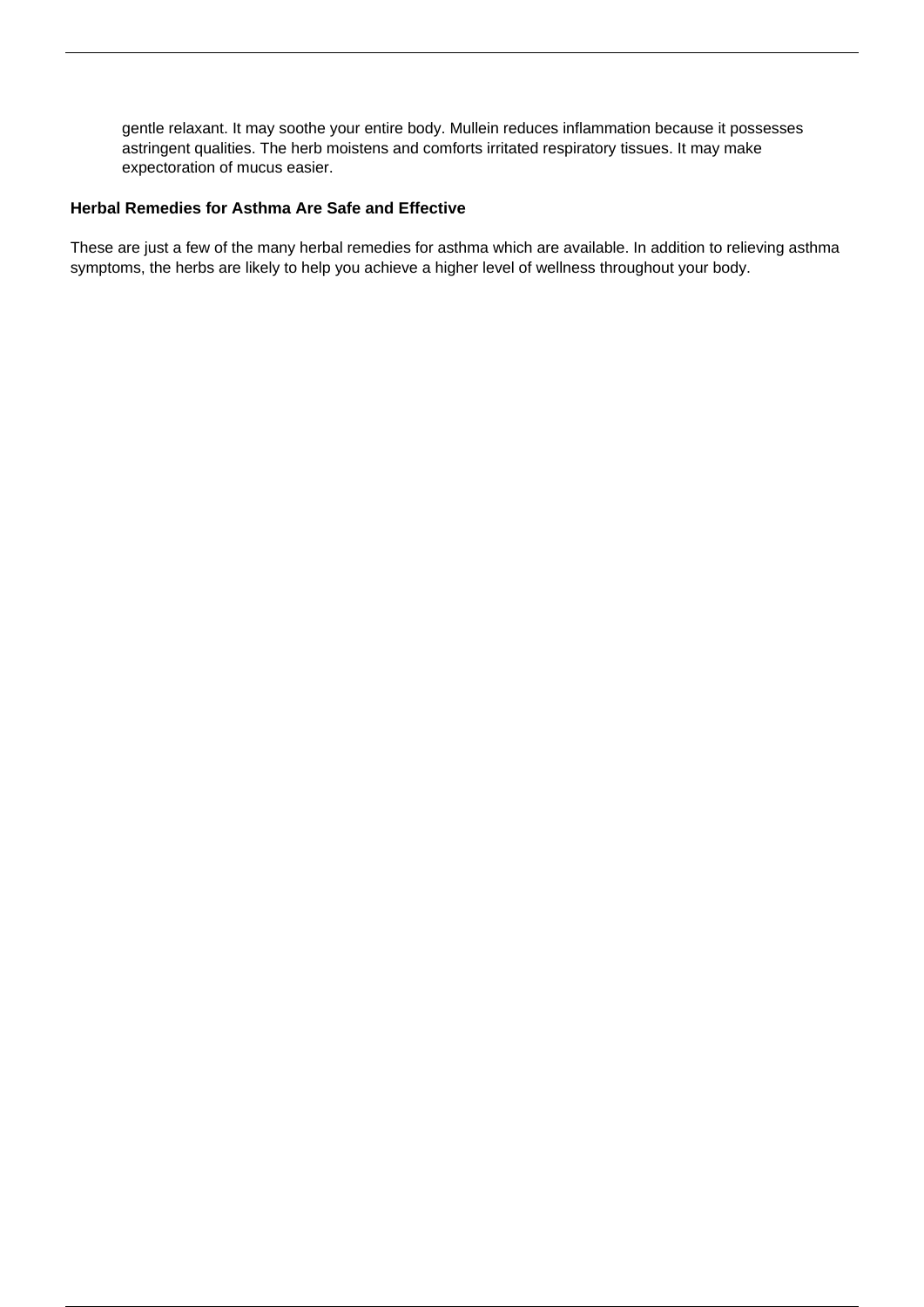gentle relaxant. It may soothe your entire body. Mullein reduces inflammation because it possesses astringent qualities. The herb moistens and comforts irritated respiratory tissues. It may make expectoration of mucus easier.

**Herbal Remedies for Asthma Are Safe and Effective**

These are just a few of the many herbal remedies for asthma which are available. In addition to relieving asthma symptoms, the herbs are likely to help you achieve a higher level of wellness throughout your body.